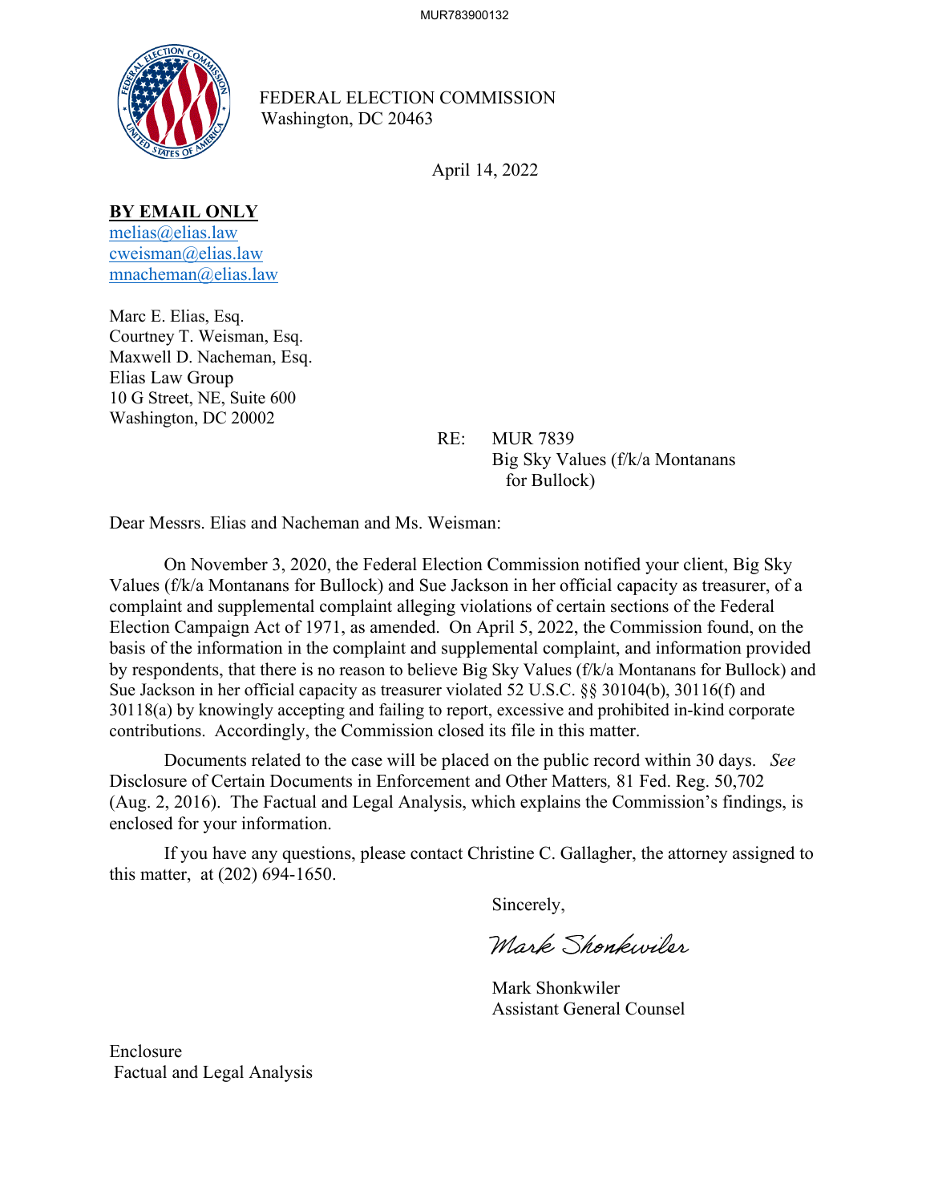FEDERAL ELECTION COMMISSION
Washington, DC 20463

April 14, 2022

**BY EMAIL ONLY**
melias@elias.law
cweisman@elias.law
mnacheman@elias.law

Marc E. Elias, Esq.
Courtney T. Weisman, Esq.
Maxwell D. Nacheman, Esq.
Elias Law Group
10 G Street, NE, Suite 600
Washington, DC 20002

RE: MUR 7839
Big Sky Values (f/k/a Montanans for Bullock)

Dear Messrs. Elias and Nacheman and Ms. Weisman:

On November 3, 2020, the Federal Election Commission notified your client, Big Sky Values (f/k/a Montanans for Bullock) and Sue Jackson in her official capacity as treasurer, of a complaint and supplemental complaint alleging violations of certain sections of the Federal Election Campaign Act of 1971, as amended. On April 5, 2022, the Commission found, on the basis of the information in the complaint and supplemental complaint, and information provided by respondents, that there is no reason to believe Big Sky Values (f/k/a Montanans for Bullock) and Sue Jackson in her official capacity as treasurer violated 52 U.S.C. §§ 30104(b), 30116(f) and 30118(a) by knowingly accepting and failing to report, excessive and prohibited in-kind corporate contributions. Accordingly, the Commission closed its file in this matter.

Documents related to the case will be placed on the public record within 30 days. *See* Disclosure of Certain Documents in Enforcement and Other Matters*,* 81 Fed. Reg. 50,702 (Aug. 2, 2016). The Factual and Legal Analysis, which explains the Commission's findings, is enclosed for your information.

If you have any questions, please contact Christine C. Gallagher, the attorney assigned to this matter, at (202) 694-1650.

Sincerely,

*Mark Shonkwiler*

Mark Shonkwiler
Assistant General Counsel

Enclosure
Factual and Legal Analysis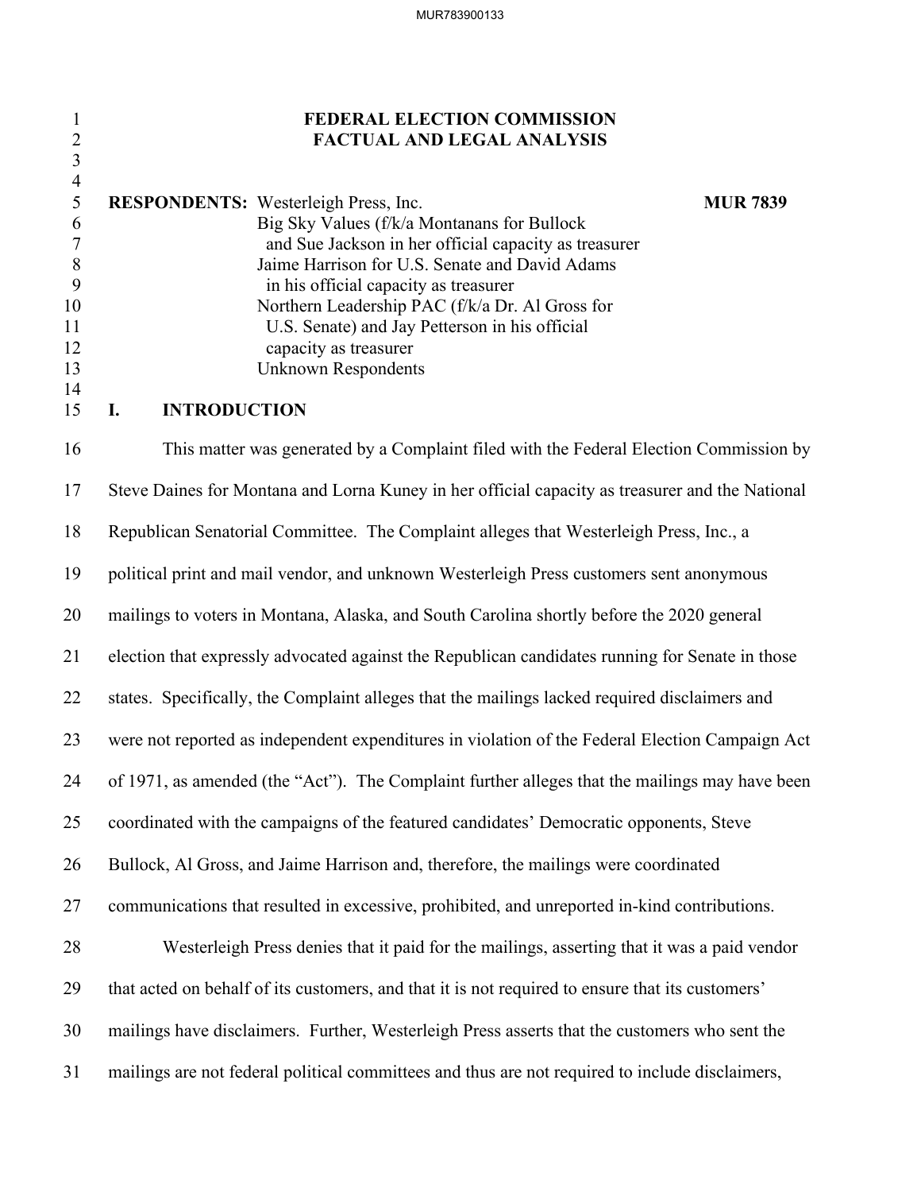# FEDERAL ELECTION COMMISSION
## FACTUAL AND LEGAL ANALYSIS

**RESPONDENTS:** Westerleigh Press, Inc. **MUR 7839**
Big Sky Values (f/k/a Montanans for Bullock
and Sue Jackson in her official capacity as treasurer
Jaime Harrison for U.S. Senate and David Adams
in his official capacity as treasurer
Northern Leadership PAC (f/k/a Dr. Al Gross for
U.S. Senate) and Jay Petterson in his official
capacity as treasurer
Unknown Respondents

## I. INTRODUCTION

This matter was generated by a Complaint filed with the Federal Election Commission by Steve Daines for Montana and Lorna Kuney in her official capacity as treasurer and the National Republican Senatorial Committee. The Complaint alleges that Westerleigh Press, Inc., a political print and mail vendor, and unknown Westerleigh Press customers sent anonymous mailings to voters in Montana, Alaska, and South Carolina shortly before the 2020 general election that expressly advocated against the Republican candidates running for Senate in those states. Specifically, the Complaint alleges that the mailings lacked required disclaimers and were not reported as independent expenditures in violation of the Federal Election Campaign Act of 1971, as amended (the "Act"). The Complaint further alleges that the mailings may have been coordinated with the campaigns of the featured candidates' Democratic opponents, Steve Bullock, Al Gross, and Jaime Harrison and, therefore, the mailings were coordinated communications that resulted in excessive, prohibited, and unreported in-kind contributions.

Westerleigh Press denies that it paid for the mailings, asserting that it was a paid vendor that acted on behalf of its customers, and that it is not required to ensure that its customers' mailings have disclaimers. Further, Westerleigh Press asserts that the customers who sent the mailings are not federal political committees and thus are not required to include disclaimers,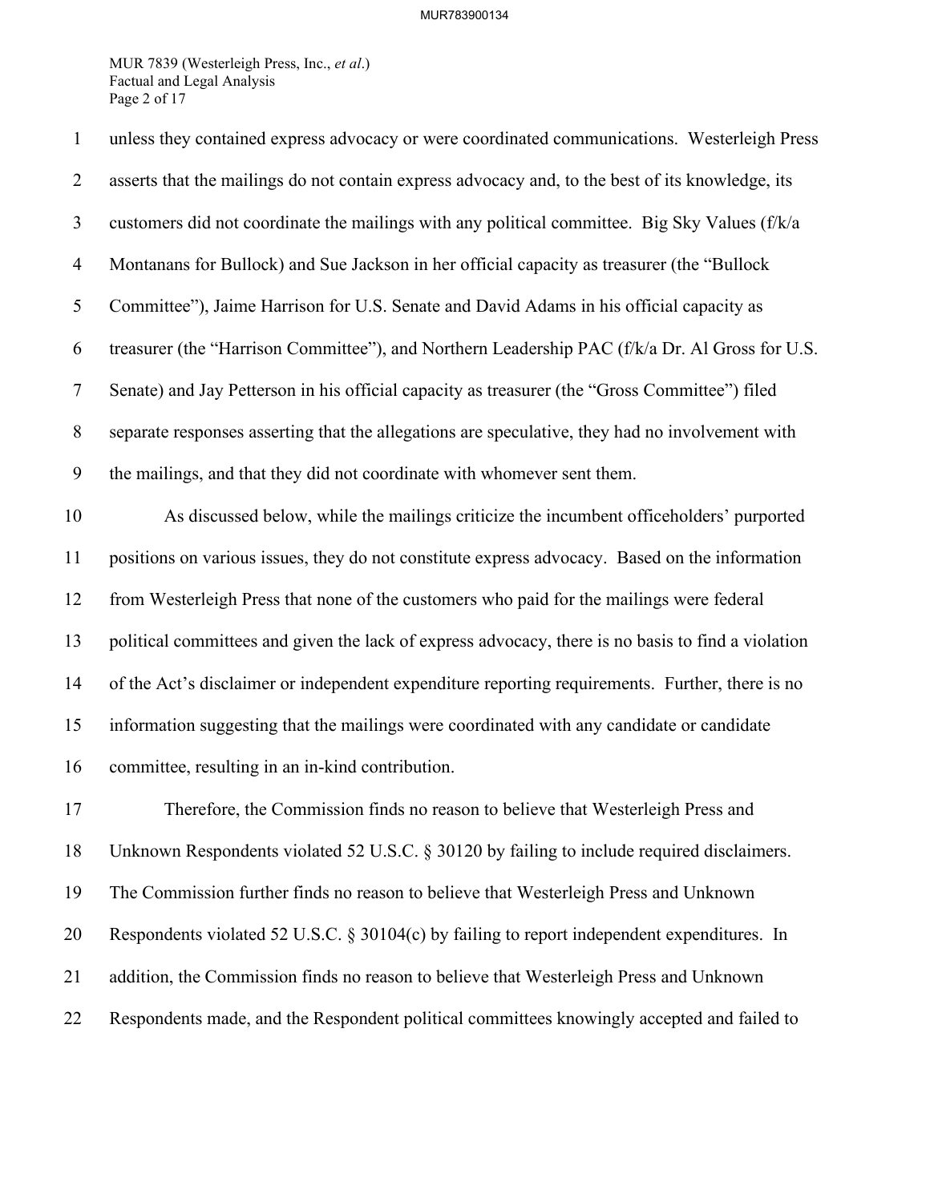unless they contained express advocacy or were coordinated communications. Westerleigh Press asserts that the mailings do not contain express advocacy and, to the best of its knowledge, its customers did not coordinate the mailings with any political committee. Big Sky Values (f/k/a Montanans for Bullock) and Sue Jackson in her official capacity as treasurer (the "Bullock Committee"), Jaime Harrison for U.S. Senate and David Adams in his official capacity as treasurer (the "Harrison Committee"), and Northern Leadership PAC (f/k/a Dr. Al Gross for U.S. Senate) and Jay Petterson in his official capacity as treasurer (the "Gross Committee") filed separate responses asserting that the allegations are speculative, they had no involvement with the mailings, and that they did not coordinate with whomever sent them.

As discussed below, while the mailings criticize the incumbent officeholders' purported positions on various issues, they do not constitute express advocacy. Based on the information from Westerleigh Press that none of the customers who paid for the mailings were federal political committees and given the lack of express advocacy, there is no basis to find a violation of the Act's disclaimer or independent expenditure reporting requirements. Further, there is no information suggesting that the mailings were coordinated with any candidate or candidate committee, resulting in an in-kind contribution.

Therefore, the Commission finds no reason to believe that Westerleigh Press and Unknown Respondents violated 52 U.S.C. § 30120 by failing to include required disclaimers. The Commission further finds no reason to believe that Westerleigh Press and Unknown Respondents violated 52 U.S.C. § 30104(c) by failing to report independent expenditures. In addition, the Commission finds no reason to believe that Westerleigh Press and Unknown Respondents made, and the Respondent political committees knowingly accepted and failed to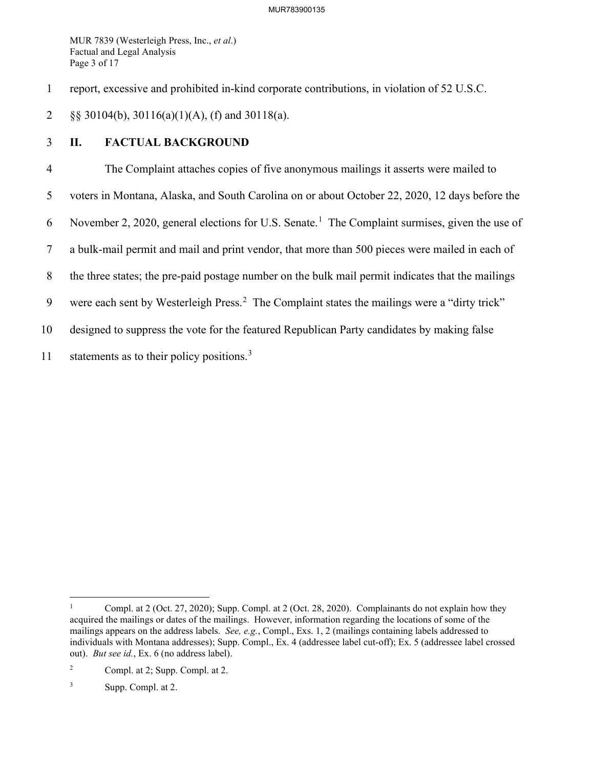report, excessive and prohibited in-kind corporate contributions, in violation of 52 U.S.C. §§ 30104(b), 30116(a)(1)(A), (f) and 30118(a).

## II. FACTUAL BACKGROUND

The Complaint attaches copies of five anonymous mailings it asserts were mailed to voters in Montana, Alaska, and South Carolina on or about October 22, 2020, 12 days before the November 2, 2020, general elections for U.S. Senate.[1] The Complaint surmises, given the use of a bulk-mail permit and mail and print vendor, that more than 500 pieces were mailed in each of the three states; the pre-paid postage number on the bulk mail permit indicates that the mailings were each sent by Westerleigh Press.[2] The Complaint states the mailings were a "dirty trick" designed to suppress the vote for the featured Republican Party candidates by making false statements as to their policy positions.[3]

---

[1] Compl. at 2 (Oct. 27, 2020); Supp. Compl. at 2 (Oct. 28, 2020). Complainants do not explain how they acquired the mailings or dates of the mailings. However, information regarding the locations of some of the mailings appears on the address labels. *See, e.g.*, Compl., Exs. 1, 2 (mailings containing labels addressed to individuals with Montana addresses); Supp. Compl., Ex. 4 (addressee label cut-off); Ex. 5 (addressee label crossed out). *But see id.*, Ex. 6 (no address label).

[2] Compl. at 2; Supp. Compl. at 2.

[3] Supp. Compl. at 2.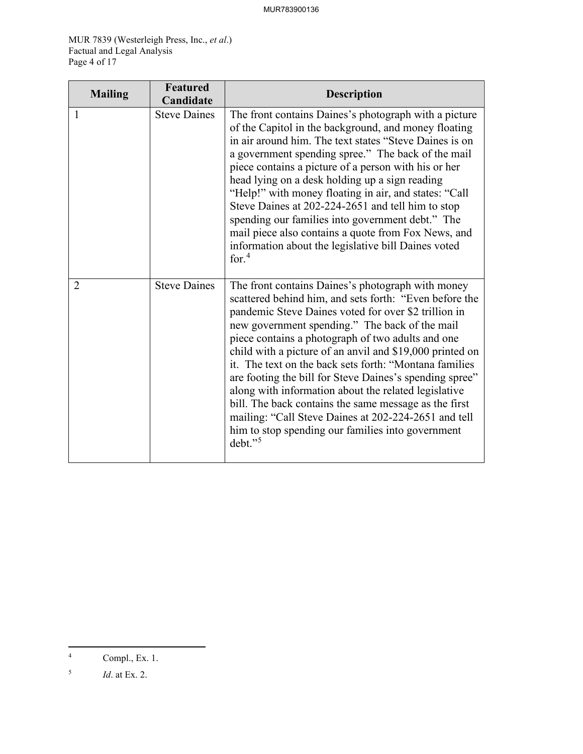| Mailing | Featured Candidate | Description |
| --- | --- | --- |
| 1 | Steve Daines | The front contains Daines's photograph with a picture of the Capitol in the background, and money floating in air around him. The text states "Steve Daines is on a government spending spree." The back of the mail piece contains a picture of a person with his or her head lying on a desk holding up a sign reading "Help!" with money floating in air, and states: "Call Steve Daines at 202-224-2651 and tell him to stop spending our families into government debt." The mail piece also contains a quote from Fox News, and information about the legislative bill Daines voted for.[4] |
| 2 | Steve Daines | The front contains Daines's photograph with money scattered behind him, and sets forth: "Even before the pandemic Steve Daines voted for over $2 trillion in new government spending." The back of the mail piece contains a photograph of two adults and one child with a picture of an anvil and $19,000 printed on it. The text on the back sets forth: "Montana families are footing the bill for Steve Daines's spending spree" along with information about the related legislative bill. The back contains the same message as the first mailing: "Call Steve Daines at 202-224-2651 and tell him to stop spending our families into government debt."[5] |

---

[4] Compl., Ex. 1.

[5] *Id*. at Ex. 2.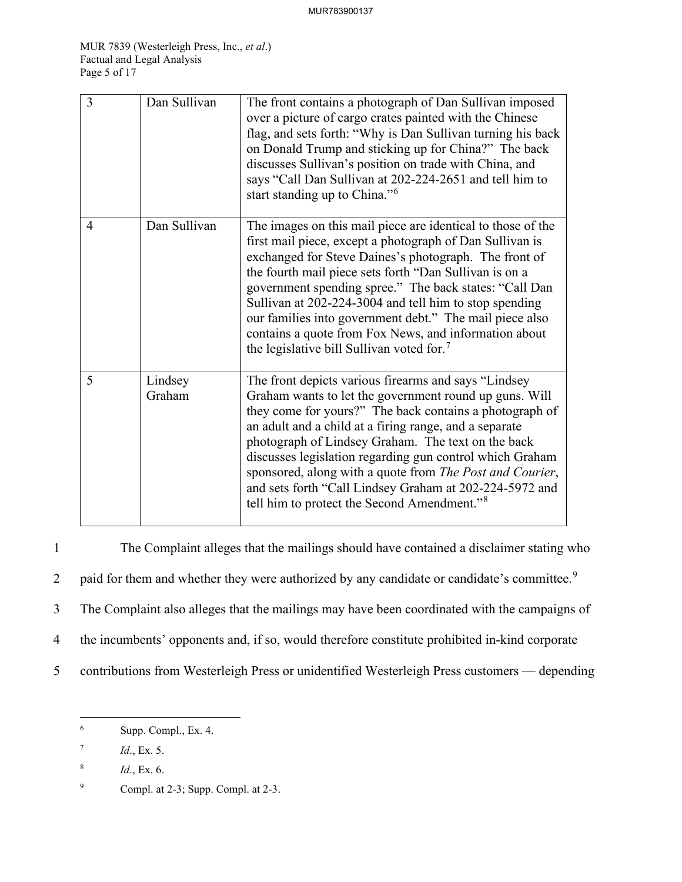| 3 | Dan Sullivan | The front contains a photograph of Dan Sullivan imposed over a picture of cargo crates painted with the Chinese flag, and sets forth: "Why is Dan Sullivan turning his back on Donald Trump and sticking up for China?" The back discusses Sullivan's position on trade with China, and says "Call Dan Sullivan at 202-224-2651 and tell him to start standing up to China."[6] |
|---|---|---|
| 4 | Dan Sullivan | The images on this mail piece are identical to those of the first mail piece, except a photograph of Dan Sullivan is exchanged for Steve Daines's photograph. The front of the fourth mail piece sets forth "Dan Sullivan is on a government spending spree." The back states: "Call Dan Sullivan at 202-224-3004 and tell him to stop spending our families into government debt." The mail piece also contains a quote from Fox News, and information about the legislative bill Sullivan voted for.[7] |
| 5 | Lindsey Graham | The front depicts various firearms and says "Lindsey Graham wants to let the government round up guns. Will they come for yours?" The back contains a photograph of an adult and a child at a firing range, and a separate photograph of Lindsey Graham. The text on the back discusses legislation regarding gun control which Graham sponsored, along with a quote from *The Post and Courier*, and sets forth "Call Lindsey Graham at 202-224-5972 and tell him to protect the Second Amendment."[8] |

The Complaint alleges that the mailings should have contained a disclaimer stating who paid for them and whether they were authorized by any candidate or candidate's committee.[9] The Complaint also alleges that the mailings may have been coordinated with the campaigns of the incumbents' opponents and, if so, would therefore constitute prohibited in-kind corporate contributions from Westerleigh Press or unidentified Westerleigh Press customers — depending

---

[6] Supp. Compl., Ex. 4.

[7] *Id*., Ex. 5.

[8] *Id*., Ex. 6.

[9] Compl. at 2-3; Supp. Compl. at 2-3.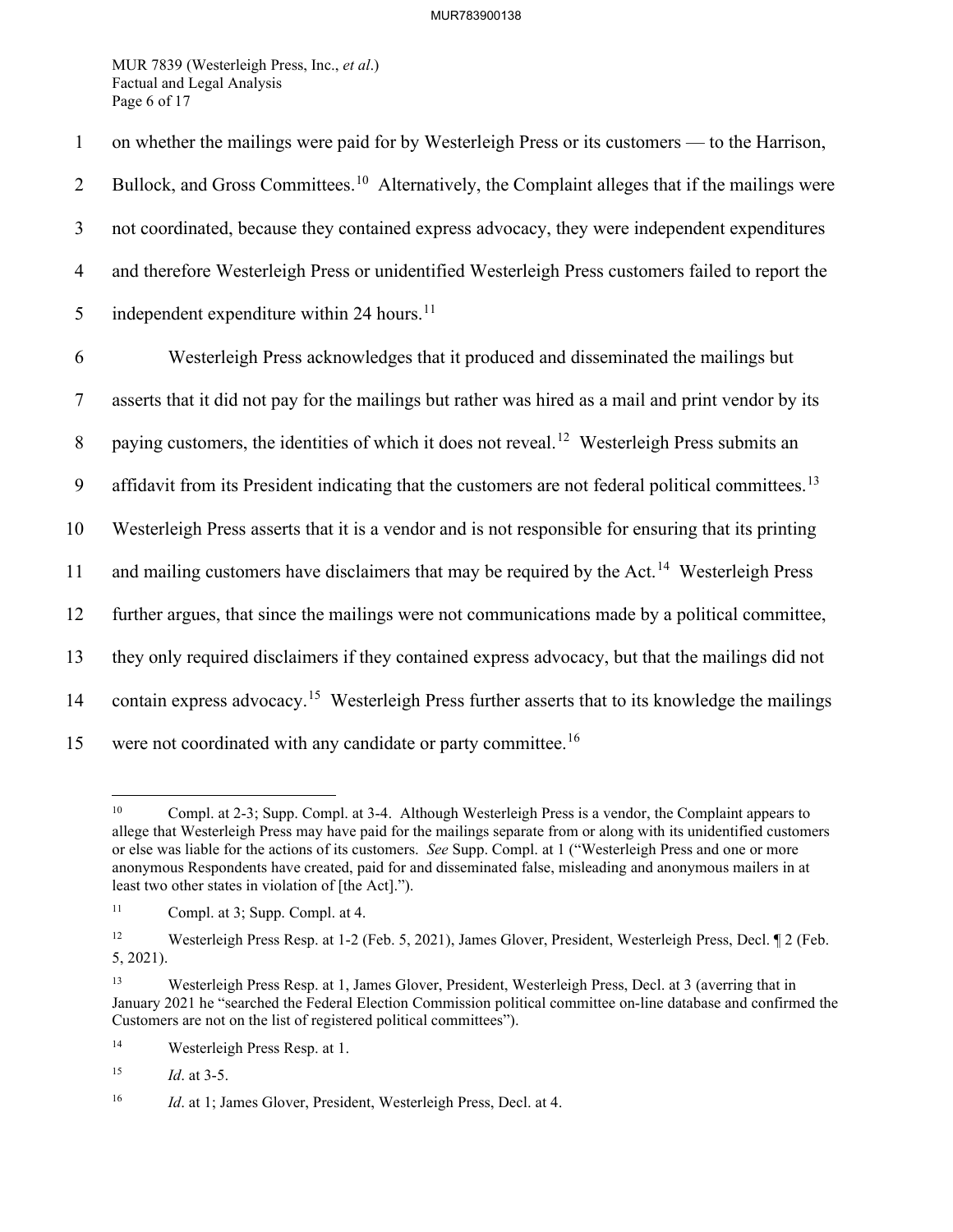on whether the mailings were paid for by Westerleigh Press or its customers — to the Harrison, Bullock, and Gross Committees.[10] Alternatively, the Complaint alleges that if the mailings were not coordinated, because they contained express advocacy, they were independent expenditures and therefore Westerleigh Press or unidentified Westerleigh Press customers failed to report the independent expenditure within 24 hours.[11]

Westerleigh Press acknowledges that it produced and disseminated the mailings but asserts that it did not pay for the mailings but rather was hired as a mail and print vendor by its paying customers, the identities of which it does not reveal.[12] Westerleigh Press submits an affidavit from its President indicating that the customers are not federal political committees.[13] Westerleigh Press asserts that it is a vendor and is not responsible for ensuring that its printing and mailing customers have disclaimers that may be required by the Act.[14] Westerleigh Press further argues, that since the mailings were not communications made by a political committee, they only required disclaimers if they contained express advocacy, but that the mailings did not contain express advocacy.[15] Westerleigh Press further asserts that to its knowledge the mailings were not coordinated with any candidate or party committee.[16]

---

[10] Compl. at 2-3; Supp. Compl. at 3-4. Although Westerleigh Press is a vendor, the Complaint appears to allege that Westerleigh Press may have paid for the mailings separate from or along with its unidentified customers or else was liable for the actions of its customers. *See* Supp. Compl. at 1 ("Westerleigh Press and one or more anonymous Respondents have created, paid for and disseminated false, misleading and anonymous mailers in at least two other states in violation of [the Act].").

[11] Compl. at 3; Supp. Compl. at 4.

[12] Westerleigh Press Resp. at 1-2 (Feb. 5, 2021), James Glover, President, Westerleigh Press, Decl. ¶ 2 (Feb. 5, 2021).

[13] Westerleigh Press Resp. at 1, James Glover, President, Westerleigh Press, Decl. at 3 (averring that in January 2021 he "searched the Federal Election Commission political committee on-line database and confirmed the Customers are not on the list of registered political committees").

[14] Westerleigh Press Resp. at 1.

[15] *Id*. at 3-5.

[16] *Id*. at 1; James Glover, President, Westerleigh Press, Decl. at 4.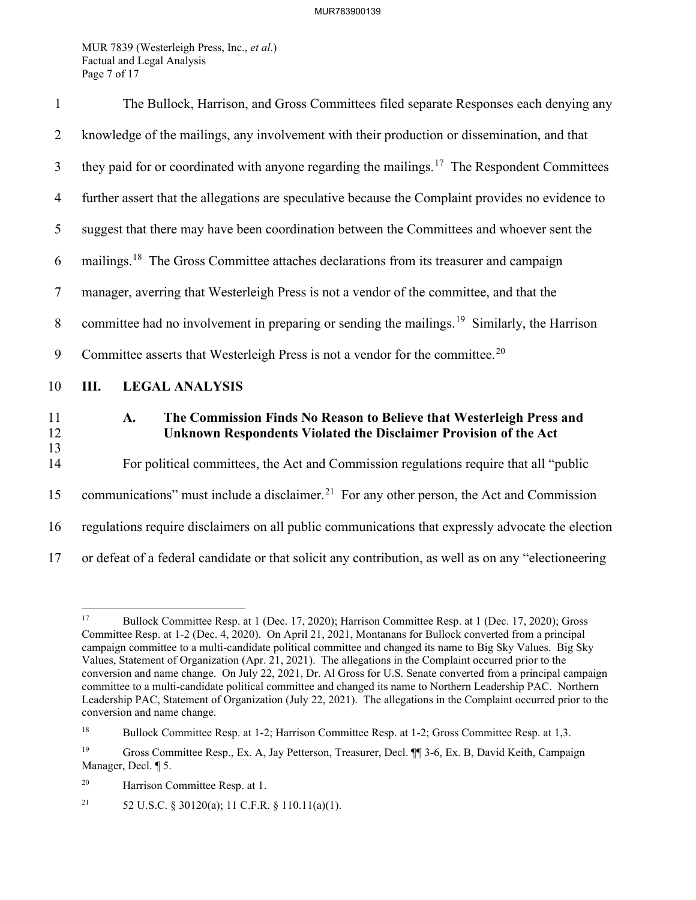The Bullock, Harrison, and Gross Committees filed separate Responses each denying any knowledge of the mailings, any involvement with their production or dissemination, and that they paid for or coordinated with anyone regarding the mailings.[17] The Respondent Committees further assert that the allegations are speculative because the Complaint provides no evidence to suggest that there may have been coordination between the Committees and whoever sent the mailings.[18] The Gross Committee attaches declarations from its treasurer and campaign manager, averring that Westerleigh Press is not a vendor of the committee, and that the committee had no involvement in preparing or sending the mailings.[19] Similarly, the Harrison Committee asserts that Westerleigh Press is not a vendor for the committee.[20]

## III. LEGAL ANALYSIS

### A. The Commission Finds No Reason to Believe that Westerleigh Press and Unknown Respondents Violated the Disclaimer Provision of the Act

For political committees, the Act and Commission regulations require that all "public communications" must include a disclaimer.[21] For any other person, the Act and Commission regulations require disclaimers on all public communications that expressly advocate the election or defeat of a federal candidate or that solicit any contribution, as well as on any "electioneering

---

[17] Bullock Committee Resp. at 1 (Dec. 17, 2020); Harrison Committee Resp. at 1 (Dec. 17, 2020); Gross Committee Resp. at 1-2 (Dec. 4, 2020). On April 21, 2021, Montanans for Bullock converted from a principal campaign committee to a multi-candidate political committee and changed its name to Big Sky Values. Big Sky Values, Statement of Organization (Apr. 21, 2021). The allegations in the Complaint occurred prior to the conversion and name change. On July 22, 2021, Dr. Al Gross for U.S. Senate converted from a principal campaign committee to a multi-candidate political committee and changed its name to Northern Leadership PAC. Northern Leadership PAC, Statement of Organization (July 22, 2021). The allegations in the Complaint occurred prior to the conversion and name change.

[18] Bullock Committee Resp. at 1-2; Harrison Committee Resp. at 1-2; Gross Committee Resp. at 1,3.

[19] Gross Committee Resp., Ex. A, Jay Petterson, Treasurer, Decl. ¶¶ 3-6, Ex. B, David Keith, Campaign Manager, Decl. ¶ 5.

[20] Harrison Committee Resp. at 1.

[21] 52 U.S.C. § 30120(a); 11 C.F.R. § 110.11(a)(1).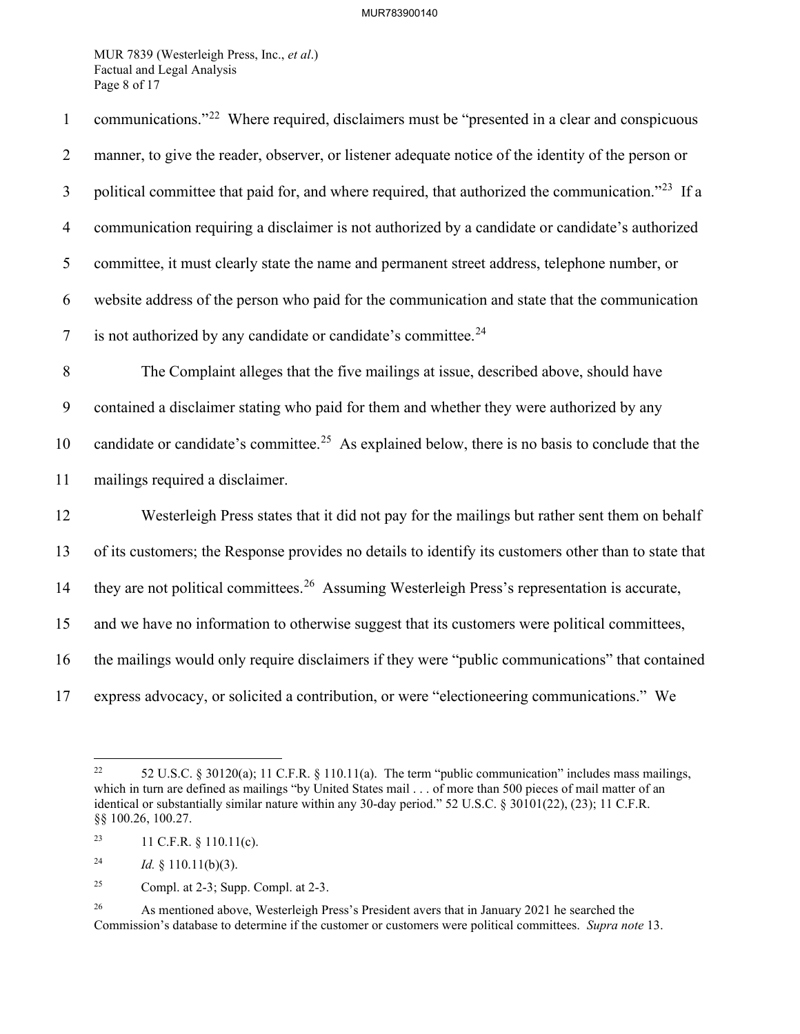communications."[22] Where required, disclaimers must be "presented in a clear and conspicuous manner, to give the reader, observer, or listener adequate notice of the identity of the person or political committee that paid for, and where required, that authorized the communication."[23] If a communication requiring a disclaimer is not authorized by a candidate or candidate's authorized committee, it must clearly state the name and permanent street address, telephone number, or website address of the person who paid for the communication and state that the communication is not authorized by any candidate or candidate's committee.[24]

The Complaint alleges that the five mailings at issue, described above, should have contained a disclaimer stating who paid for them and whether they were authorized by any candidate or candidate's committee.[25] As explained below, there is no basis to conclude that the mailings required a disclaimer.

Westerleigh Press states that it did not pay for the mailings but rather sent them on behalf of its customers; the Response provides no details to identify its customers other than to state that they are not political committees.[26] Assuming Westerleigh Press's representation is accurate, and we have no information to otherwise suggest that its customers were political committees, the mailings would only require disclaimers if they were "public communications" that contained express advocacy, or solicited a contribution, or were "electioneering communications." We

---

[22] 52 U.S.C. § 30120(a); 11 C.F.R. § 110.11(a). The term "public communication" includes mass mailings, which in turn are defined as mailings "by United States mail . . . of more than 500 pieces of mail matter of an identical or substantially similar nature within any 30-day period." 52 U.S.C. § 30101(22), (23); 11 C.F.R. §§ 100.26, 100.27.

[23] 11 C.F.R. § 110.11(c).

[24] *Id.* § 110.11(b)(3).

[25] Compl. at 2-3; Supp. Compl. at 2-3.

[26] As mentioned above, Westerleigh Press's President avers that in January 2021 he searched the Commission's database to determine if the customer or customers were political committees. *Supra note* 13.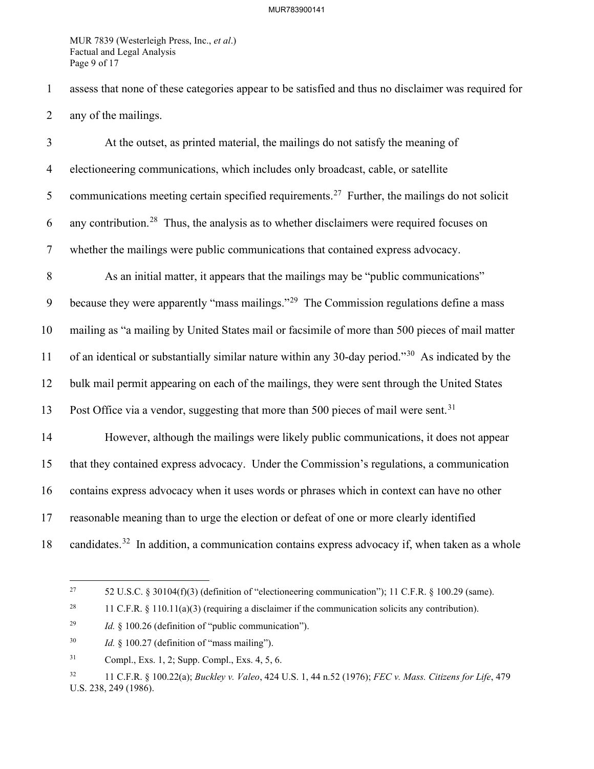assess that none of these categories appear to be satisfied and thus no disclaimer was required for any of the mailings.

At the outset, as printed material, the mailings do not satisfy the meaning of electioneering communications, which includes only broadcast, cable, or satellite communications meeting certain specified requirements.[27] Further, the mailings do not solicit any contribution.[28] Thus, the analysis as to whether disclaimers were required focuses on whether the mailings were public communications that contained express advocacy.

As an initial matter, it appears that the mailings may be "public communications" because they were apparently "mass mailings."[29] The Commission regulations define a mass mailing as "a mailing by United States mail or facsimile of more than 500 pieces of mail matter of an identical or substantially similar nature within any 30-day period."[30] As indicated by the bulk mail permit appearing on each of the mailings, they were sent through the United States Post Office via a vendor, suggesting that more than 500 pieces of mail were sent.[31]

However, although the mailings were likely public communications, it does not appear that they contained express advocacy. Under the Commission's regulations, a communication contains express advocacy when it uses words or phrases which in context can have no other reasonable meaning than to urge the election or defeat of one or more clearly identified candidates.[32] In addition, a communication contains express advocacy if, when taken as a whole

---

[27] 52 U.S.C. § 30104(f)(3) (definition of "electioneering communication"); 11 C.F.R. § 100.29 (same).

[28] 11 C.F.R. § 110.11(a)(3) (requiring a disclaimer if the communication solicits any contribution).

[29] *Id.* § 100.26 (definition of "public communication").

[30] *Id.* § 100.27 (definition of "mass mailing").

[31] Compl., Exs. 1, 2; Supp. Compl., Exs. 4, 5, 6.

[32] 11 C.F.R. § 100.22(a); *Buckley v. Valeo*, 424 U.S. 1, 44 n.52 (1976); *FEC v. Mass. Citizens for Life*, 479 U.S. 238, 249 (1986).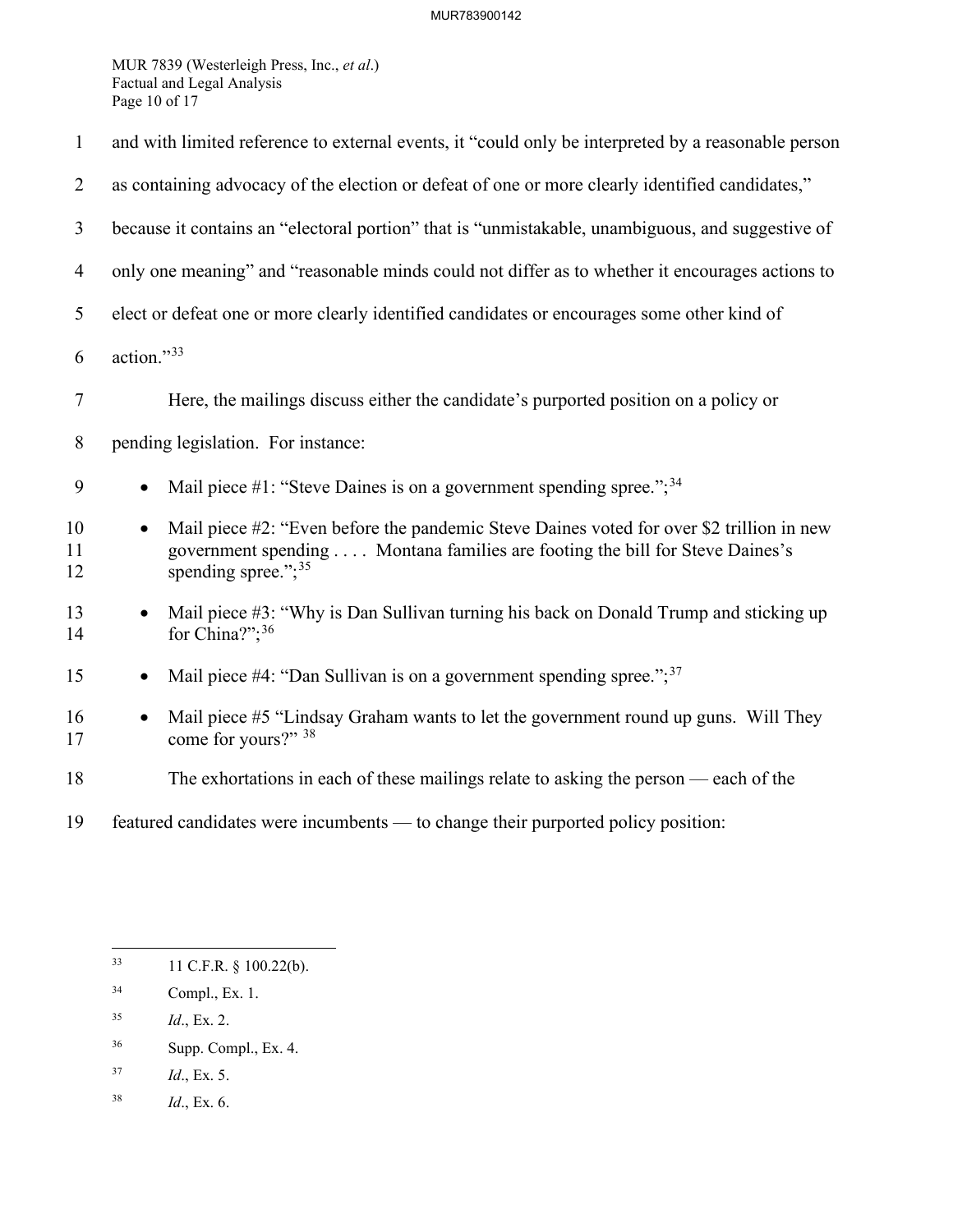and with limited reference to external events, it "could only be interpreted by a reasonable person as containing advocacy of the election or defeat of one or more clearly identified candidates," because it contains an "electoral portion" that is "unmistakable, unambiguous, and suggestive of only one meaning" and "reasonable minds could not differ as to whether it encourages actions to elect or defeat one or more clearly identified candidates or encourages some other kind of action."[33]

Here, the mailings discuss either the candidate's purported position on a policy or pending legislation. For instance:

- Mail piece #1: "Steve Daines is on a government spending spree.";[34]
- Mail piece #2: "Even before the pandemic Steve Daines voted for over $2 trillion in new government spending . . . . Montana families are footing the bill for Steve Daines's spending spree.";[35]
- Mail piece #3: "Why is Dan Sullivan turning his back on Donald Trump and sticking up for China?";[36]
- Mail piece #4: "Dan Sullivan is on a government spending spree.";[37]
- Mail piece #5 "Lindsay Graham wants to let the government round up guns. Will They come for yours?" [38]

The exhortations in each of these mailings relate to asking the person — each of the featured candidates were incumbents — to change their purported policy position:

---

[33] 11 C.F.R. § 100.22(b).

[34] Compl., Ex. 1.

[35] *Id*., Ex. 2.

[36] Supp. Compl., Ex. 4.

[37] *Id*., Ex. 5.

[38] *Id*., Ex. 6.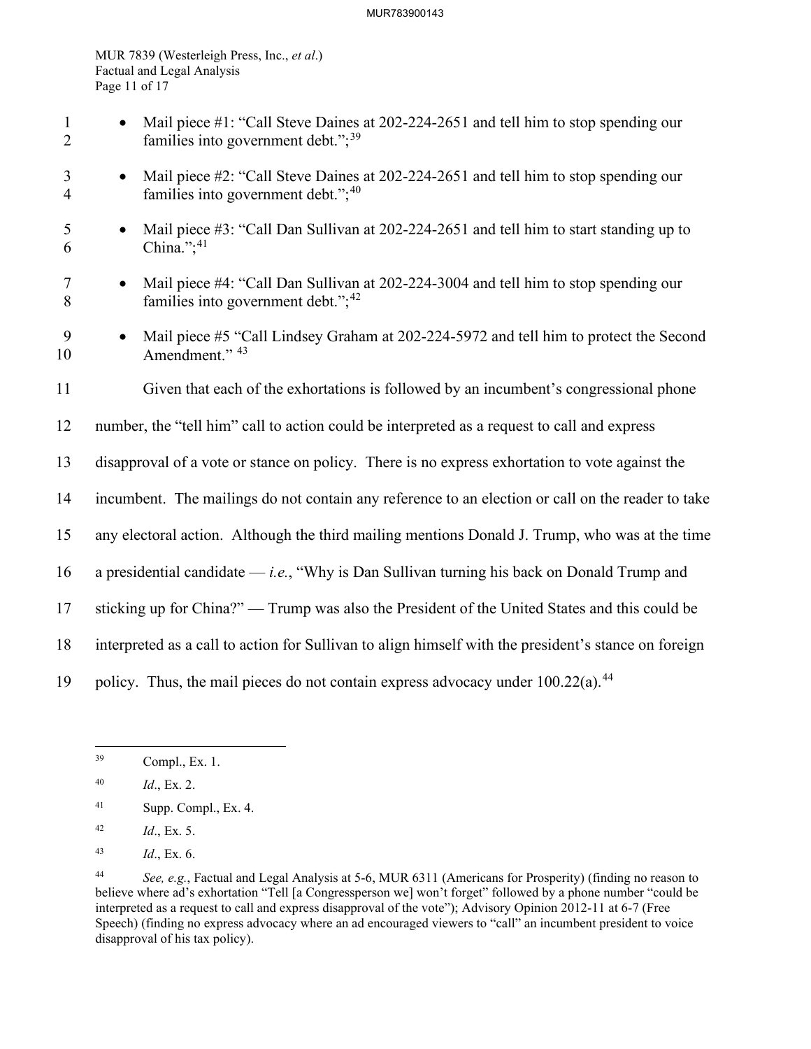- Mail piece #1: "Call Steve Daines at 202-224-2651 and tell him to stop spending our families into government debt.";[39]
- Mail piece #2: "Call Steve Daines at 202-224-2651 and tell him to stop spending our families into government debt.";[40]
- Mail piece #3: "Call Dan Sullivan at 202-224-2651 and tell him to start standing up to China.";[41]
- Mail piece #4: "Call Dan Sullivan at 202-224-3004 and tell him to stop spending our families into government debt.";[42]
- Mail piece #5 "Call Lindsey Graham at 202-224-5972 and tell him to protect the Second Amendment." [43]

Given that each of the exhortations is followed by an incumbent's congressional phone number, the "tell him" call to action could be interpreted as a request to call and express disapproval of a vote or stance on policy. There is no express exhortation to vote against the incumbent. The mailings do not contain any reference to an election or call on the reader to take any electoral action. Although the third mailing mentions Donald J. Trump, who was at the time a presidential candidate — *i.e.*, "Why is Dan Sullivan turning his back on Donald Trump and sticking up for China?" — Trump was also the President of the United States and this could be interpreted as a call to action for Sullivan to align himself with the president's stance on foreign policy. Thus, the mail pieces do not contain express advocacy under 100.22(a).[44]

---

[39] Compl., Ex. 1.

[40] *Id*., Ex. 2.

[41] Supp. Compl., Ex. 4.

[42] *Id*., Ex. 5.

[43] *Id*., Ex. 6.

[44] *See, e.g.*, Factual and Legal Analysis at 5-6, MUR 6311 (Americans for Prosperity) (finding no reason to believe where ad's exhortation "Tell [a Congressperson we] won't forget" followed by a phone number "could be interpreted as a request to call and express disapproval of the vote"); Advisory Opinion 2012-11 at 6-7 (Free Speech) (finding no express advocacy where an ad encouraged viewers to "call" an incumbent president to voice disapproval of his tax policy).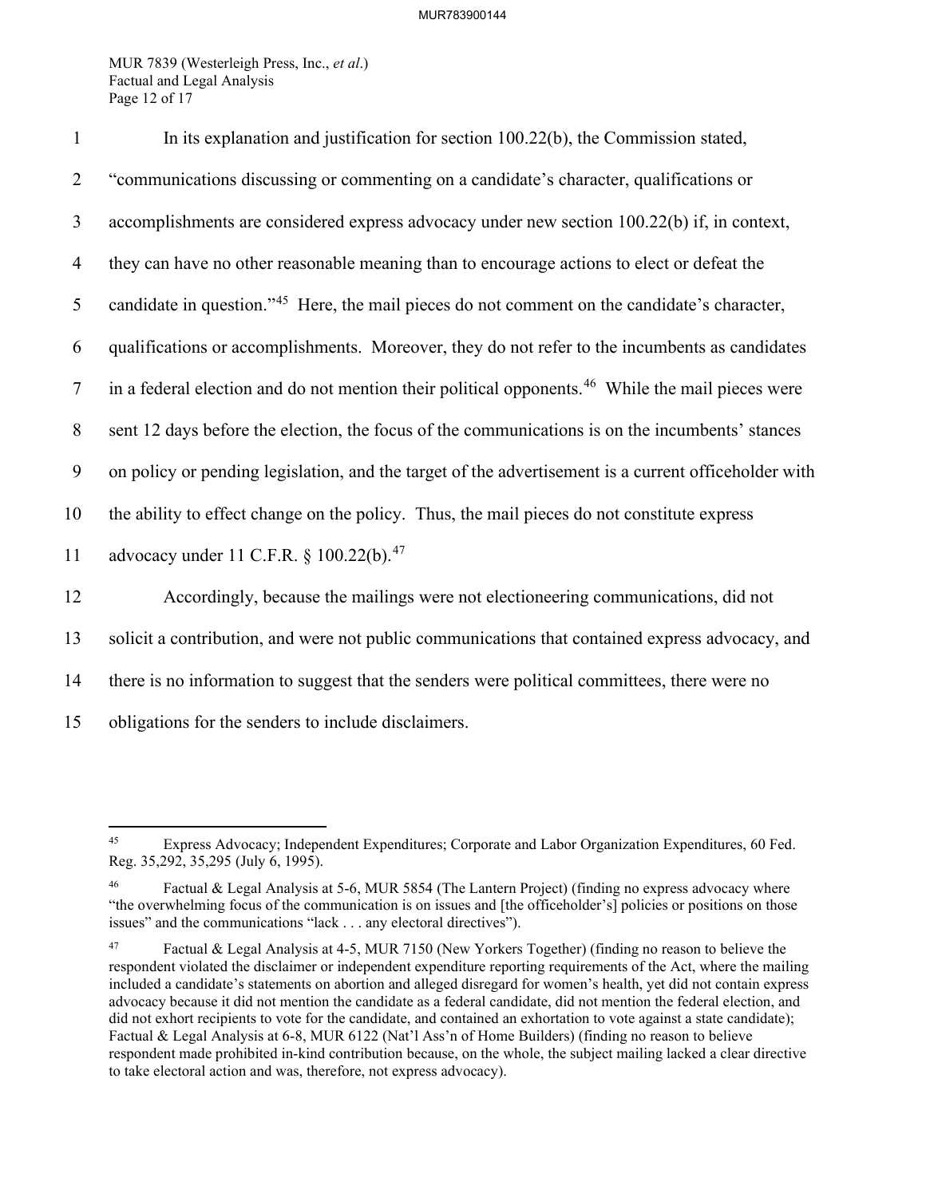In its explanation and justification for section 100.22(b), the Commission stated, "communications discussing or commenting on a candidate's character, qualifications or accomplishments are considered express advocacy under new section 100.22(b) if, in context, they can have no other reasonable meaning than to encourage actions to elect or defeat the candidate in question."[45] Here, the mail pieces do not comment on the candidate's character, qualifications or accomplishments. Moreover, they do not refer to the incumbents as candidates in a federal election and do not mention their political opponents.[46] While the mail pieces were sent 12 days before the election, the focus of the communications is on the incumbents' stances on policy or pending legislation, and the target of the advertisement is a current officeholder with the ability to effect change on the policy. Thus, the mail pieces do not constitute express advocacy under 11 C.F.R. § 100.22(b).[47]

Accordingly, because the mailings were not electioneering communications, did not solicit a contribution, and were not public communications that contained express advocacy, and there is no information to suggest that the senders were political committees, there were no obligations for the senders to include disclaimers.

---

[45] Express Advocacy; Independent Expenditures; Corporate and Labor Organization Expenditures, 60 Fed. Reg. 35,292, 35,295 (July 6, 1995).

[46] Factual & Legal Analysis at 5-6, MUR 5854 (The Lantern Project) (finding no express advocacy where "the overwhelming focus of the communication is on issues and [the officeholder's] policies or positions on those issues" and the communications "lack . . . any electoral directives").

[47] Factual & Legal Analysis at 4-5, MUR 7150 (New Yorkers Together) (finding no reason to believe the respondent violated the disclaimer or independent expenditure reporting requirements of the Act, where the mailing included a candidate's statements on abortion and alleged disregard for women's health, yet did not contain express advocacy because it did not mention the candidate as a federal candidate, did not mention the federal election, and did not exhort recipients to vote for the candidate, and contained an exhortation to vote against a state candidate); Factual & Legal Analysis at 6-8, MUR 6122 (Nat'l Ass'n of Home Builders) (finding no reason to believe respondent made prohibited in-kind contribution because, on the whole, the subject mailing lacked a clear directive to take electoral action and was, therefore, not express advocacy).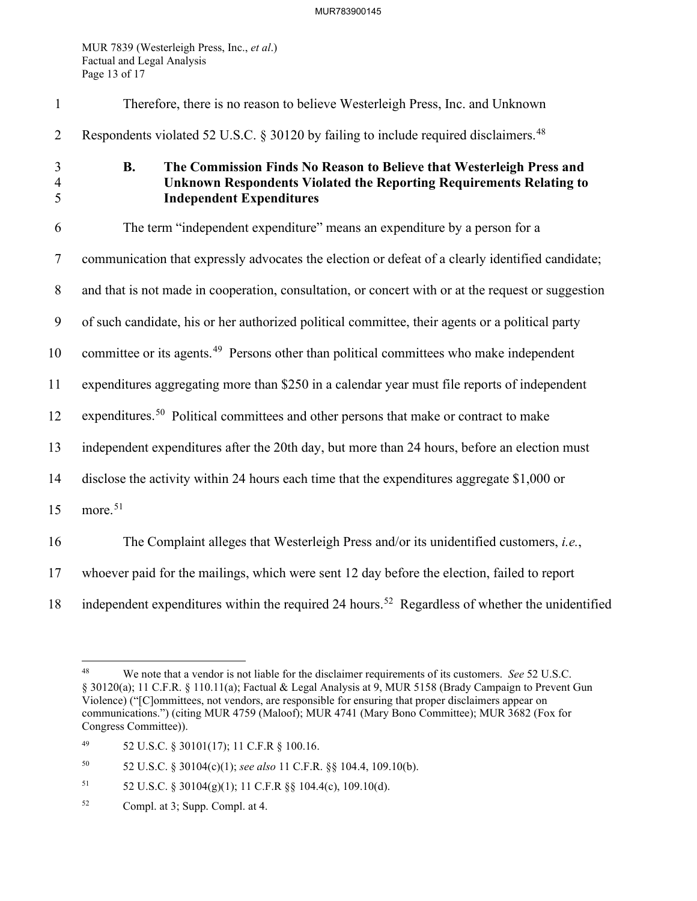Therefore, there is no reason to believe Westerleigh Press, Inc. and Unknown Respondents violated 52 U.S.C. § 30120 by failing to include required disclaimers.[48]

### B. The Commission Finds No Reason to Believe that Westerleigh Press and Unknown Respondents Violated the Reporting Requirements Relating to Independent Expenditures

The term "independent expenditure" means an expenditure by a person for a communication that expressly advocates the election or defeat of a clearly identified candidate; and that is not made in cooperation, consultation, or concert with or at the request or suggestion of such candidate, his or her authorized political committee, their agents or a political party committee or its agents.[49] Persons other than political committees who make independent expenditures aggregating more than $250 in a calendar year must file reports of independent expenditures.[50] Political committees and other persons that make or contract to make independent expenditures after the 20th day, but more than 24 hours, before an election must disclose the activity within 24 hours each time that the expenditures aggregate $1,000 or more.[51]

The Complaint alleges that Westerleigh Press and/or its unidentified customers, *i.e.*, whoever paid for the mailings, which were sent 12 day before the election, failed to report independent expenditures within the required 24 hours.[52] Regardless of whether the unidentified

---

[48] We note that a vendor is not liable for the disclaimer requirements of its customers. *See* 52 U.S.C. § 30120(a); 11 C.F.R. § 110.11(a); Factual & Legal Analysis at 9, MUR 5158 (Brady Campaign to Prevent Gun Violence) ("[C]ommittees, not vendors, are responsible for ensuring that proper disclaimers appear on communications.") (citing MUR 4759 (Maloof); MUR 4741 (Mary Bono Committee); MUR 3682 (Fox for Congress Committee)).

[49] 52 U.S.C. § 30101(17); 11 C.F.R § 100.16.

[50] 52 U.S.C. § 30104(c)(1); *see also* 11 C.F.R. §§ 104.4, 109.10(b).

[51] 52 U.S.C. § 30104(g)(1); 11 C.F.R §§ 104.4(c), 109.10(d).

[52] Compl. at 3; Supp. Compl. at 4.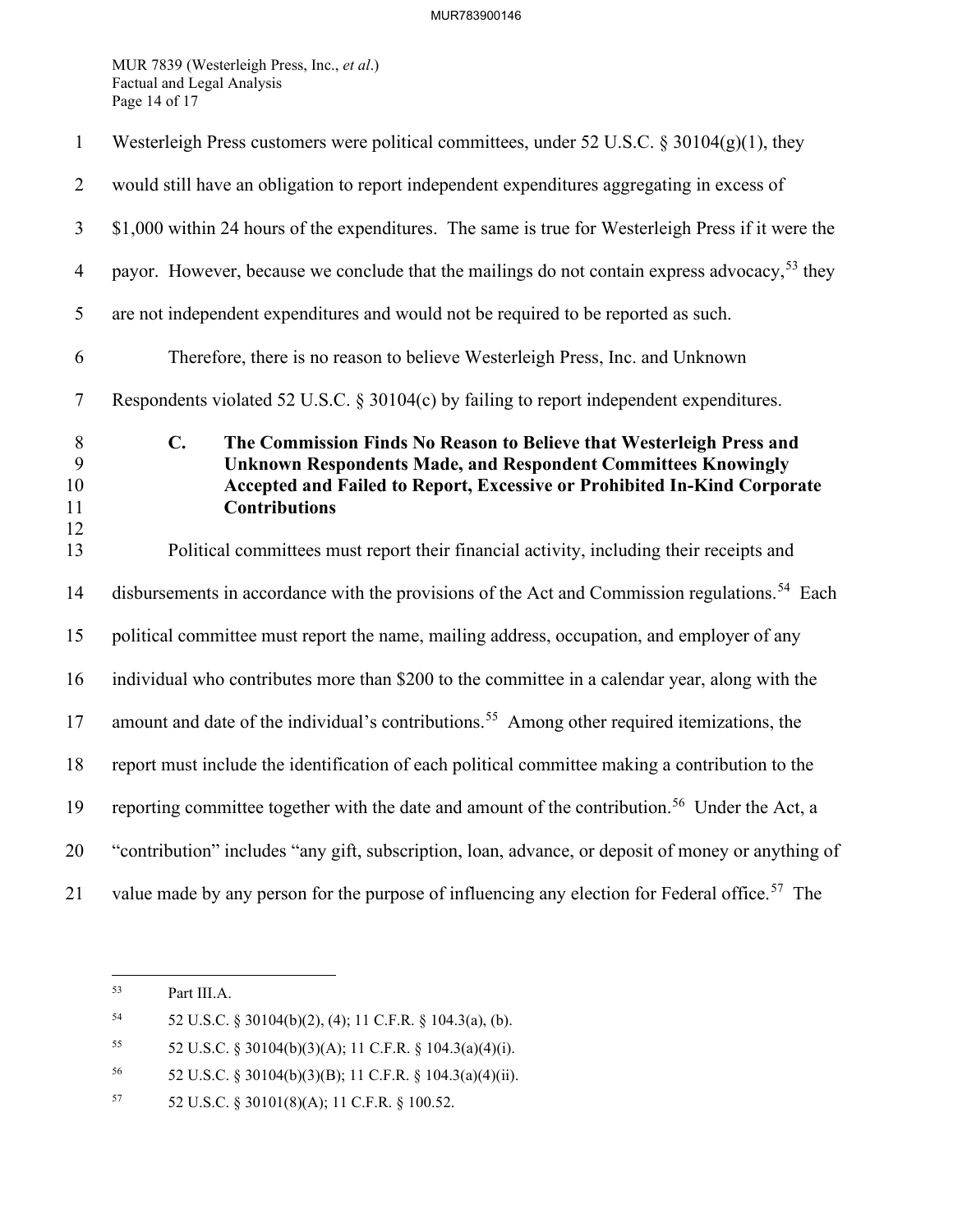Westerleigh Press customers were political committees, under 52 U.S.C. § 30104(g)(1), they would still have an obligation to report independent expenditures aggregating in excess of $1,000 within 24 hours of the expenditures. The same is true for Westerleigh Press if it were the payor. However, because we conclude that the mailings do not contain express advocacy,[53] they are not independent expenditures and would not be required to be reported as such.

Therefore, there is no reason to believe Westerleigh Press, Inc. and Unknown Respondents violated 52 U.S.C. § 30104(c) by failing to report independent expenditures.

### C. The Commission Finds No Reason to Believe that Westerleigh Press and Unknown Respondents Made, and Respondent Committees Knowingly Accepted and Failed to Report, Excessive or Prohibited In-Kind Corporate Contributions

Political committees must report their financial activity, including their receipts and disbursements in accordance with the provisions of the Act and Commission regulations.[54] Each political committee must report the name, mailing address, occupation, and employer of any individual who contributes more than $200 to the committee in a calendar year, along with the amount and date of the individual's contributions.[55] Among other required itemizations, the report must include the identification of each political committee making a contribution to the reporting committee together with the date and amount of the contribution.[56] Under the Act, a "contribution" includes "any gift, subscription, loan, advance, or deposit of money or anything of value made by any person for the purpose of influencing any election for Federal office.[57] The

---

[53] Part III.A.

[54] 52 U.S.C. § 30104(b)(2), (4); 11 C.F.R. § 104.3(a), (b).

[55] 52 U.S.C. § 30104(b)(3)(A); 11 C.F.R. § 104.3(a)(4)(i).

[56] 52 U.S.C. § 30104(b)(3)(B); 11 C.F.R. § 104.3(a)(4)(ii).

[57] 52 U.S.C. § 30101(8)(A); 11 C.F.R. § 100.52.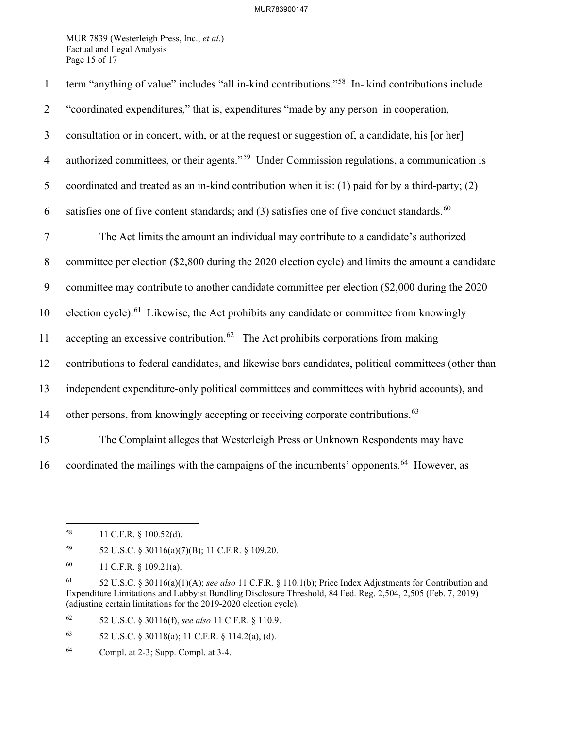term "anything of value" includes "all in-kind contributions."[58] In- kind contributions include "coordinated expenditures," that is, expenditures "made by any person in cooperation, consultation or in concert, with, or at the request or suggestion of, a candidate, his [or her] authorized committees, or their agents."[59] Under Commission regulations, a communication is coordinated and treated as an in-kind contribution when it is: (1) paid for by a third-party; (2) satisfies one of five content standards; and (3) satisfies one of five conduct standards.[60]

The Act limits the amount an individual may contribute to a candidate's authorized committee per election ($2,800 during the 2020 election cycle) and limits the amount a candidate committee may contribute to another candidate committee per election ($2,000 during the 2020 election cycle).[61] Likewise, the Act prohibits any candidate or committee from knowingly accepting an excessive contribution.[62] The Act prohibits corporations from making contributions to federal candidates, and likewise bars candidates, political committees (other than independent expenditure-only political committees and committees with hybrid accounts), and other persons, from knowingly accepting or receiving corporate contributions.[63]

The Complaint alleges that Westerleigh Press or Unknown Respondents may have coordinated the mailings with the campaigns of the incumbents' opponents.[64] However, as

---

[58] 11 C.F.R. § 100.52(d).

[59] 52 U.S.C. § 30116(a)(7)(B); 11 C.F.R. § 109.20.

[60] 11 C.F.R. § 109.21(a).

[61] 52 U.S.C. § 30116(a)(1)(A); *see also* 11 C.F.R. § 110.1(b); Price Index Adjustments for Contribution and Expenditure Limitations and Lobbyist Bundling Disclosure Threshold, 84 Fed. Reg. 2,504, 2,505 (Feb. 7, 2019) (adjusting certain limitations for the 2019-2020 election cycle).

[62] 52 U.S.C. § 30116(f), *see also* 11 C.F.R. § 110.9.

[63] 52 U.S.C. § 30118(a); 11 C.F.R. § 114.2(a), (d).

[64] Compl. at 2-3; Supp. Compl. at 3-4.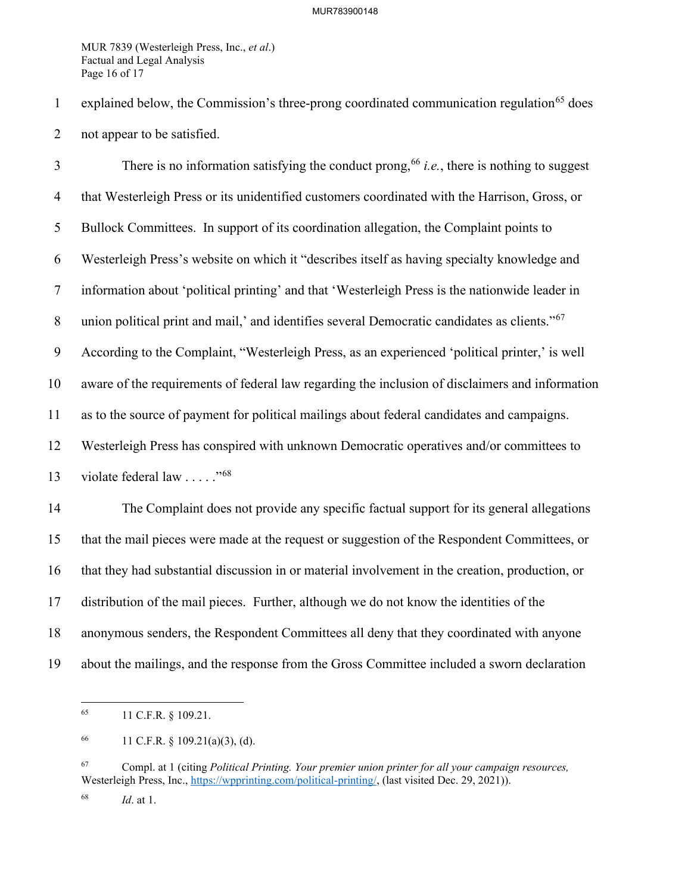explained below, the Commission's three-prong coordinated communication regulation[65] does not appear to be satisfied.

There is no information satisfying the conduct prong,[66] *i.e.*, there is nothing to suggest that Westerleigh Press or its unidentified customers coordinated with the Harrison, Gross, or Bullock Committees. In support of its coordination allegation, the Complaint points to Westerleigh Press's website on which it "describes itself as having specialty knowledge and information about 'political printing' and that 'Westerleigh Press is the nationwide leader in union political print and mail,' and identifies several Democratic candidates as clients."[67] According to the Complaint, "Westerleigh Press, as an experienced 'political printer,' is well aware of the requirements of federal law regarding the inclusion of disclaimers and information as to the source of payment for political mailings about federal candidates and campaigns. Westerleigh Press has conspired with unknown Democratic operatives and/or committees to violate federal law . . . . ."[68]

The Complaint does not provide any specific factual support for its general allegations that the mail pieces were made at the request or suggestion of the Respondent Committees, or that they had substantial discussion in or material involvement in the creation, production, or distribution of the mail pieces. Further, although we do not know the identities of the anonymous senders, the Respondent Committees all deny that they coordinated with anyone about the mailings, and the response from the Gross Committee included a sworn declaration

---

[65] 11 C.F.R. § 109.21.

[66] 11 C.F.R. § 109.21(a)(3), (d).

[67] Compl. at 1 (citing *Political Printing. Your premier union printer for all your campaign resources,* Westerleigh Press, Inc., https://wpprinting.com/political-printing/, (last visited Dec. 29, 2021)).

[68] *Id*. at 1.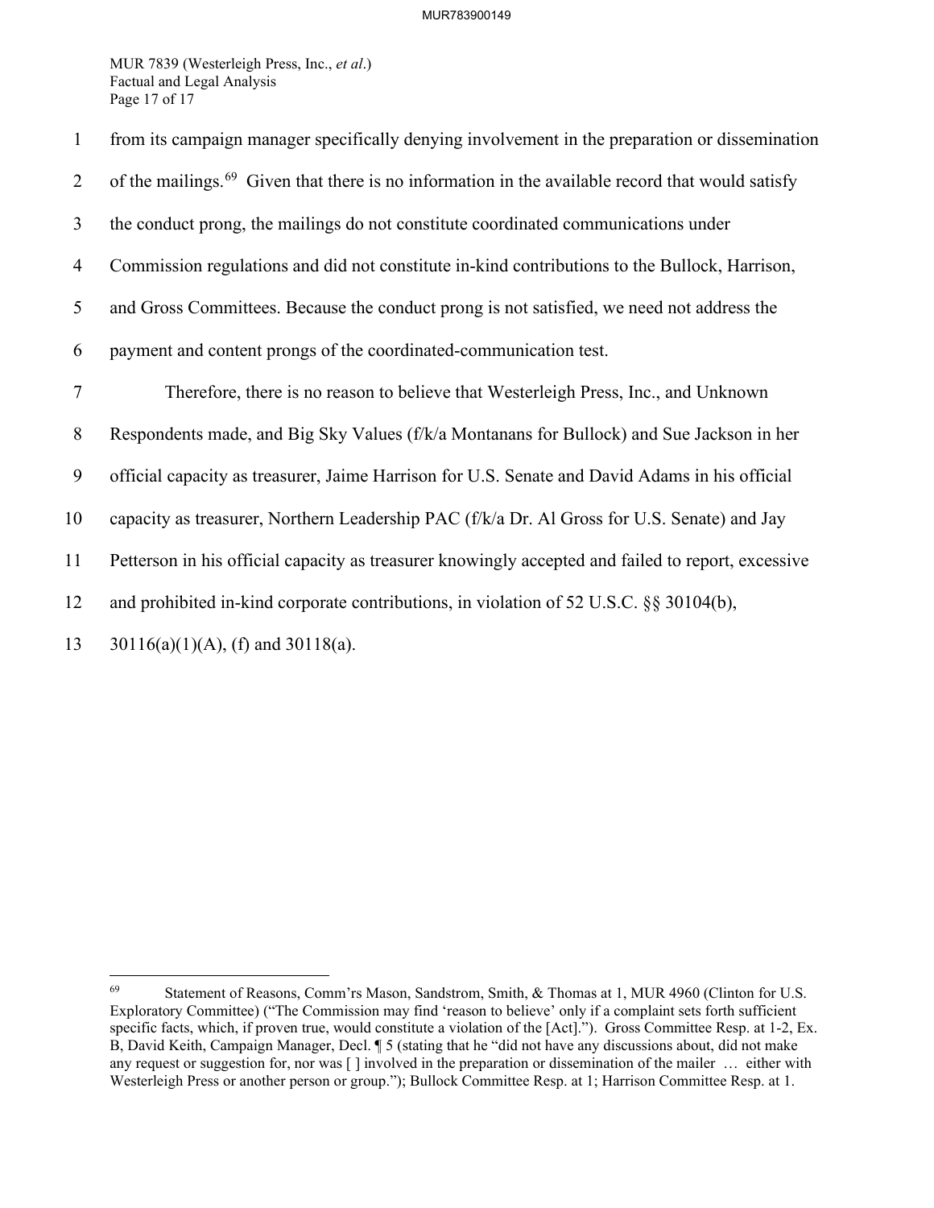from its campaign manager specifically denying involvement in the preparation or dissemination of the mailings.[69] Given that there is no information in the available record that would satisfy the conduct prong, the mailings do not constitute coordinated communications under Commission regulations and did not constitute in-kind contributions to the Bullock, Harrison, and Gross Committees. Because the conduct prong is not satisfied, we need not address the payment and content prongs of the coordinated-communication test.

Therefore, there is no reason to believe that Westerleigh Press, Inc., and Unknown Respondents made, and Big Sky Values (f/k/a Montanans for Bullock) and Sue Jackson in her official capacity as treasurer, Jaime Harrison for U.S. Senate and David Adams in his official capacity as treasurer, Northern Leadership PAC (f/k/a Dr. Al Gross for U.S. Senate) and Jay Petterson in his official capacity as treasurer knowingly accepted and failed to report, excessive and prohibited in-kind corporate contributions, in violation of 52 U.S.C. §§ 30104(b), 30116(a)(1)(A), (f) and 30118(a).

---

[69] Statement of Reasons, Comm'rs Mason, Sandstrom, Smith, & Thomas at 1, MUR 4960 (Clinton for U.S. Exploratory Committee) ("The Commission may find 'reason to believe' only if a complaint sets forth sufficient specific facts, which, if proven true, would constitute a violation of the [Act]."). Gross Committee Resp. at 1-2, Ex. B, David Keith, Campaign Manager, Decl. ¶ 5 (stating that he "did not have any discussions about, did not make any request or suggestion for, nor was [ ] involved in the preparation or dissemination of the mailer … either with Westerleigh Press or another person or group."); Bullock Committee Resp. at 1; Harrison Committee Resp. at 1.